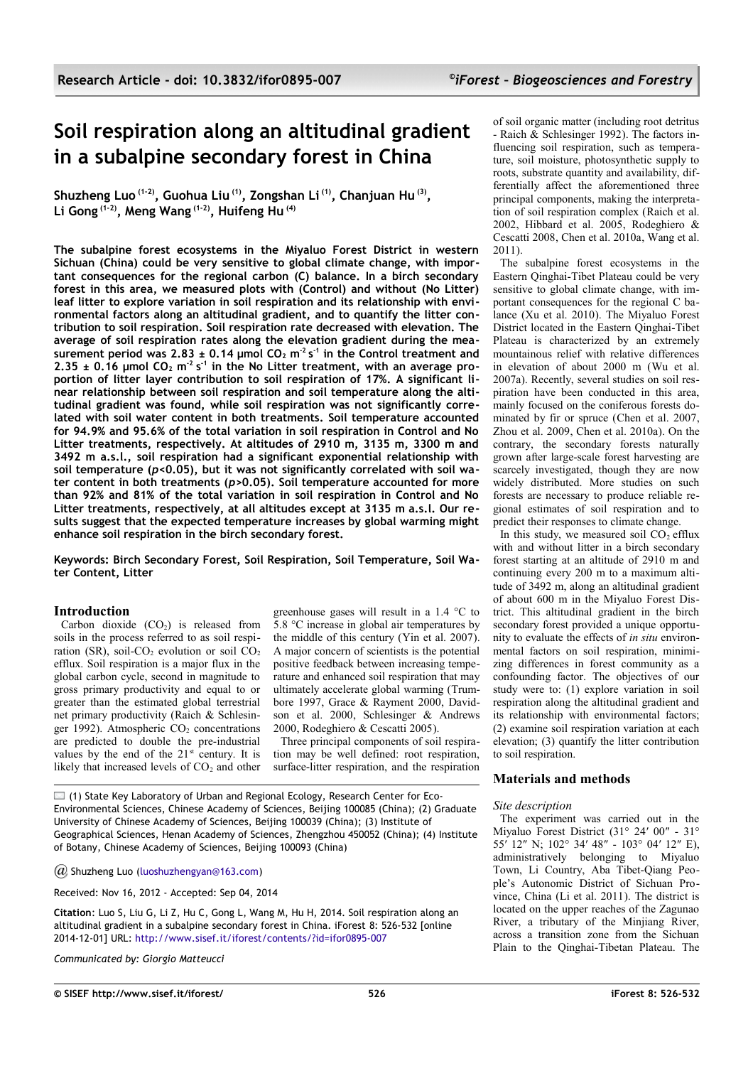# Soil respiration along an altitudinal gradient in a subalpine secondary forest in China

**Shuzheng Luo [1-2], Guohua Liu [1], Zongshan Li [1], Chanjuan Hu [3], Li Gong [1-2], Meng Wang [1-2], Huifeng Hu [4]**

**The subalpine forest ecosystems in the Miyaluo Forest District in western Sichuan (China) could be very sensitive to global climate change, with important consequences for the regional carbon (C) balance. In a birch secondary forest in this area, we measured plots with (Control) and without (No Litter) leaf litter to explore variation in soil respiration and its relationship with environmental factors along an altitudinal gradient, and to quantify the litter contribution to soil respiration. Soil respiration rate decreased with elevation. The average of soil respiration rates along the elevation gradient during the measurement period was 2.83 ± 0.14 μmol $CO_2$ $m^{-2}$ $s^{-1}$ in the Control treatment and 2.35 ± 0.16 μmol $CO_2$ $m^{-2}$ $s^{-1}$ in the No Litter treatment, with an average proportion of litter layer contribution to soil respiration of 17%. A significant linear relationship between soil respiration and soil temperature along the altitudinal gradient was found, while soil respiration was not significantly correlated with soil water content in both treatments. Soil temperature accounted for 94.9% and 95.6% of the total variation in soil respiration in Control and No Litter treatments, respectively. At altitudes of 2910 m, 3135 m, 3300 m and 3492 m a.s.l., soil respiration had a significant exponential relationship with soil temperature ($p<0.05$), but it was not significantly correlated with soil water content in both treatments ($p>0.05$). Soil temperature accounted for more than 92% and 81% of the total variation in soil respiration in Control and No Litter treatments, respectively, at all altitudes except at 3135 m a.s.l. Our results suggest that the expected temperature increases by global warming might enhance soil respiration in the birch secondary forest.**

**Keywords: Birch Secondary Forest, Soil Respiration, Soil Temperature, Soil Water Content, Litter**

## Introduction

Carbon dioxide ($CO_2$) is released from soils in the process referred to as soil respiration (SR), soil-$CO_2$ evolution or soil $CO_2$ efflux. Soil respiration is a major flux in the global carbon cycle, second in magnitude to gross primary productivity and equal to or greater than the estimated global terrestrial net primary productivity (Raich & Schlesinger 1992). Atmospheric $CO_2$ concentrations are predicted to double the pre-industrial values by the end of the 21st century. It is likely that increased levels of $CO_2$ and other greenhouse gases will result in a 1.4 °C to 5.8 °C increase in global air temperatures by the middle of this century (Yin et al. 2007). A major concern of scientists is the potential positive feedback between increasing temperature and enhanced soil respiration that may ultimately accelerate global warming (Trumbore 1997, Grace & Rayment 2000, Davidson et al. 2000, Schlesinger & Andrews 2000, Rodeghiero & Cescatti 2005).

Three principal components of soil respiration may be well defined: root respiration, surface-litter respiration, and the respiration of soil organic matter (including root detritus - Raich & Schlesinger 1992). The factors influencing soil respiration, such as temperature, soil moisture, photosynthetic supply to roots, substrate quantity and availability, differentially affect the aforementioned three principal components, making the interpretation of soil respiration complex (Raich et al. 2002, Hibbard et al. 2005, Rodeghiero & Cescatti 2008, Chen et al. 2010a, Wang et al. 2011).

The subalpine forest ecosystems in the Eastern Qinghai-Tibet Plateau could be very sensitive to global climate change, with important consequences for the regional C balance (Xu et al. 2010). The Miyaluo Forest District located in the Eastern Qinghai-Tibet Plateau is characterized by an extremely mountainous relief with relative differences in elevation of about 2000 m (Wu et al. 2007a). Recently, several studies on soil respiration have been conducted in this area, mainly focused on the coniferous forests dominated by fir or spruce (Chen et al. 2007, Zhou et al. 2009, Chen et al. 2010a). On the contrary, the secondary forests naturally grown after large-scale forest harvesting are scarcely investigated, though they are now widely distributed. More studies on such forests are necessary to produce reliable regional estimates of soil respiration and to predict their responses to climate change.

In this study, we measured soil $CO_2$ efflux with and without litter in a birch secondary forest starting at an altitude of 2910 m and continuing every 200 m to a maximum altitude of 3492 m, along an altitudinal gradient of about 600 m in the Miyaluo Forest District. This altitudinal gradient in the birch secondary forest provided a unique opportunity to evaluate the effects of *in situ* environmental factors on soil respiration, minimizing differences in forest community as a confounding factor. The objectives of our study were to: (1) explore variation in soil respiration along the altitudinal gradient and its relationship with environmental factors; (2) examine soil respiration variation at each elevation; (3) quantify the litter contribution to soil respiration.

## Materials and methods

### Site description

The experiment was carried out in the Miyaluo Forest District (31° 24′ 00″ - 31° 55′ 12″ N; 102° 34′ 48″ - 103° 04′ 12″ E), administratively belonging to Miyaluo Town, Li Country, Aba Tibet-Qiang People's Autonomic District of Sichuan Province, China (Li et al. 2011). The district is located on the upper reaches of the Zagunao River, a tributary of the Minjiang River, across a transition zone from the Sichuan Plain to the Qinghai-Tibetan Plateau. The

(1) State Key Laboratory of Urban and Regional Ecology, Research Center for Eco-Environmental Sciences, Chinese Academy of Sciences, Beijing 100085 (China); (2) Graduate University of Chinese Academy of Sciences, Beijing 100039 (China); (3) Institute of Geographical Sciences, Henan Academy of Sciences, Zhengzhou 450052 (China); (4) Institute of Botany, Chinese Academy of Sciences, Beijing 100093 (China)

@ Shuzheng Luo (luoshuzhengyan@163.com)

Received: Nov 16, 2012 - Accepted: Sep 04, 2014

**Citation**: Luo S, Liu G, Li Z, Hu C, Gong L, Wang M, Hu H, 2014. Soil respiration along an altitudinal gradient in a subalpine secondary forest in China. iForest 8: 526-532 [online 2014-12-01] URL: http://www.sisef.it/iforest/contents/?id=ifor0895-007

*Communicated by: Giorgio Matteucci*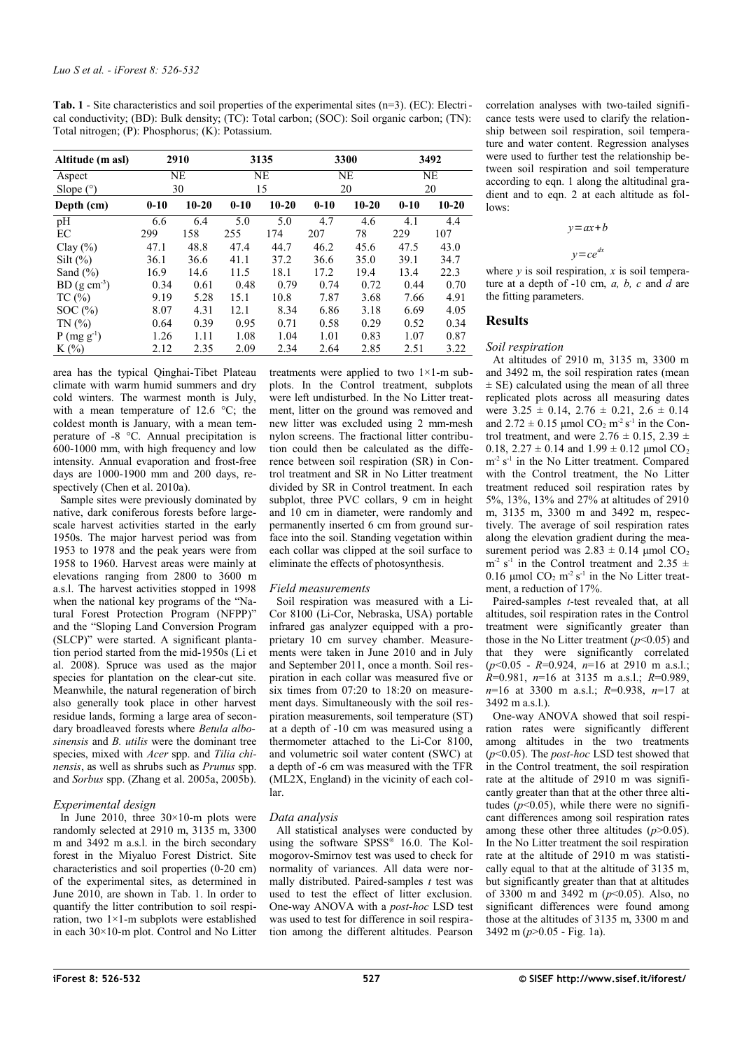**Tab. 1** - Site characteristics and soil properties of the experimental sites (n=3). (EC): Electrical conductivity; (BD): Bulk density; (TC): Total carbon; (SOC): Soil organic carbon; (TN): Total nitrogen; (P): Phosphorus; (K): Potassium.

| Altitude (m asl) | 2910 | | 3135 | | 3300 | | 3492 | |
|---|---|---|---|---|---|---|---|---|
| Aspect | NE | | NE | | NE | | NE | |
| Slope (°) | 30 | | 15 | | 20 | | 20 | |
| **Depth (cm)** | **0-10** | **10-20** | **0-10** | **10-20** | **0-10** | **10-20** | **0-10** | **10-20** |
| pH | 6.6 | 6.4 | 5.0 | 5.0 | 4.7 | 4.6 | 4.1 | 4.4 |
| EC | 299 | 158 | 255 | 174 | 207 | 78 | 229 | 107 |
| Clay (%) | 47.1 | 48.8 | 47.4 | 44.7 | 46.2 | 45.6 | 47.5 | 43.0 |
| Silt (%) | 36.1 | 36.6 | 41.1 | 37.2 | 36.6 | 35.0 | 39.1 | 34.7 |
| Sand (%) | 16.9 | 14.6 | 11.5 | 18.1 | 17.2 | 19.4 | 13.4 | 22.3 |
| BD (g cm$^{-3}$) | 0.34 | 0.61 | 0.48 | 0.79 | 0.74 | 0.72 | 0.44 | 0.70 |
| TC (%) | 9.19 | 5.28 | 15.1 | 10.8 | 7.87 | 3.68 | 7.66 | 4.91 |
| SOC (%) | 8.07 | 4.31 | 12.1 | 8.34 | 6.86 | 3.18 | 6.69 | 4.05 |
| TN (%) | 0.64 | 0.39 | 0.95 | 0.71 | 0.58 | 0.29 | 0.52 | 0.34 |
| P (mg g$^{-1}$) | 1.26 | 1.11 | 1.08 | 1.04 | 1.01 | 0.83 | 1.07 | 0.87 |
| K (%) | 2.12 | 2.35 | 2.09 | 2.34 | 2.64 | 2.85 | 2.51 | 3.22 |

area has the typical Qinghai-Tibet Plateau climate with warm humid summers and dry cold winters. The warmest month is July, with a mean temperature of 12.6 °C; the coldest month is January, with a mean temperature of -8 °C. Annual precipitation is 600-1000 mm, with high frequency and low intensity. Annual evaporation and frost-free days are 1000-1900 mm and 200 days, respectively (Chen et al. 2010a).

Sample sites were previously dominated by native, dark coniferous forests before large-scale harvest activities started in the early 1950s. The major harvest period was from 1953 to 1978 and the peak years were from 1958 to 1960. Harvest areas were mainly at elevations ranging from 2800 to 3600 m a.s.l. The harvest activities stopped in 1998 when the national key programs of the "Natural Forest Protection Program (NFPP)" and the "Sloping Land Conversion Program (SLCP)" were started. A significant plantation period started from the mid-1950s (Li et al. 2008). Spruce was used as the major species for plantation on the clear-cut site. Meanwhile, the natural regeneration of birch also generally took place in other harvest residue lands, forming a large area of secondary broadleaved forests where *Betula albosinensis* and *B. utilis* were the dominant tree species, mixed with *Acer* spp. and *Tilia chinensis*, as well as shrubs such as *Prunus* spp. and *Sorbus* spp. (Zhang et al. 2005a, 2005b).

### Experimental design

In June 2010, three 30×10-m plots were randomly selected at 2910 m, 3135 m, 3300 m and 3492 m a.s.l. in the birch secondary forest in the Miyaluo Forest District. Site characteristics and soil properties (0-20 cm) of the experimental sites, as determined in June 2010, are shown in Tab. 1. In order to quantify the litter contribution to soil respiration, two 1×1-m subplots were established in each 30×10-m plot. Control and No Litter treatments were applied to two 1×1-m subplots. In the Control treatment, subplots were left undisturbed. In the No Litter treatment, litter on the ground was removed and new litter was excluded using 2 mm-mesh nylon screens. The fractional litter contribution could then be calculated as the difference between soil respiration (SR) in Control treatment and SR in No Litter treatment divided by SR in Control treatment. In each subplot, three PVC collars, 9 cm in height and 10 cm in diameter, were randomly and permanently inserted 6 cm from ground surface into the soil. Standing vegetation within each collar was clipped at the soil surface to eliminate the effects of photosynthesis.

### Field measurements

Soil respiration was measured with a Li-Cor 8100 (Li-Cor, Nebraska, USA) portable infrared gas analyzer equipped with a proprietary 10 cm survey chamber. Measurements were taken in June 2010 and in July and September 2011, once a month. Soil respiration in each collar was measured five or six times from 07:20 to 18:20 on measurement days. Simultaneously with the soil respiration measurements, soil temperature (ST) at a depth of -10 cm was measured using a thermometer attached to the Li-Cor 8100, and volumetric soil water content (SWC) at a depth of -6 cm was measured with the TFR (ML2X, England) in the vicinity of each collar.

### Data analysis

All statistical analyses were conducted by using the software SPSS® 16.0. The Kolmogorov-Smirnov test was used to check for normality of variances. All data were normally distributed. Paired-samples *t* test was used to test the effect of litter exclusion. One-way ANOVA with a *post-hoc* LSD test was used to test for difference in soil respiration among the different altitudes. Pearson correlation analyses with two-tailed significance tests were used to clarify the relationship between soil respiration, soil temperature and water content. Regression analyses were used to further test the relationship between soil respiration and soil temperature according to eqn. 1 along the altitudinal gradient and to eqn. 2 at each altitude as follows:

$$y = ax + b$$

$$y = ce^{dx}$$

where $y$ is soil respiration, $x$ is soil temperature at a depth of -10 cm, $a$, $b$, $c$ and $d$ are the fitting parameters.

## Results

### Soil respiration

At altitudes of 2910 m, 3135 m, 3300 m and 3492 m, the soil respiration rates (mean ± SE) calculated using the mean of all three replicated plots across all measuring dates were 3.25 ± 0.14, 2.76 ± 0.21, 2.6 ± 0.14 and 2.72 ± 0.15 µmol $CO_2$ m$^{-2}$ s$^{-1}$ in the Control treatment, and were 2.76 ± 0.15, 2.39 ± 0.18, 2.27 ± 0.14 and 1.99 ± 0.12 µmol $CO_2$ m$^{-2}$ s$^{-1}$ in the No Litter treatment. Compared with the Control treatment, the No Litter treatment reduced soil respiration rates by 5%, 13%, 13% and 27% at altitudes of 2910 m, 3135 m, 3300 m and 3492 m, respectively. The average of soil respiration rates along the elevation gradient during the measurement period was 2.83 ± 0.14 µmol $CO_2$ m$^{-2}$ s$^{-1}$ in the Control treatment and 2.35 ± 0.16 µmol $CO_2$ m$^{-2}$ s$^{-1}$ in the No Litter treatment, a reduction of 17%.

Paired-samples *t*-test revealed that, at all altitudes, soil respiration rates in the Control treatment were significantly greater than those in the No Litter treatment ($p$<0.05) and that they were significantly correlated ($p$<0.05 - $R$=0.924, $n$=16 at 2910 m a.s.l.; $R$=0.981, $n$=16 at 3135 m a.s.l.; $R$=0.989, $n$=16 at 3300 m a.s.l.; $R$=0.938, $n$=17 at 3492 m a.s.l.).

One-way ANOVA showed that soil respiration rates were significantly different among altitudes in the two treatments ($p$<0.05). The *post-hoc* LSD test showed that in the Control treatment, the soil respiration rate at the altitude of 2910 m was significantly greater than that at the other three altitudes ($p$<0.05), while there were no significant differences among soil respiration rates among these other three altitudes ($p$>0.05). In the No Litter treatment the soil respiration rate at the altitude of 2910 m was statistically equal to that at the altitude of 3135 m, but significantly greater than that at altitudes of 3300 m and 3492 m ($p$<0.05). Also, no significant differences were found among those at the altitudes of 3135 m, 3300 m and 3492 m ($p$>0.05 - Fig. 1a).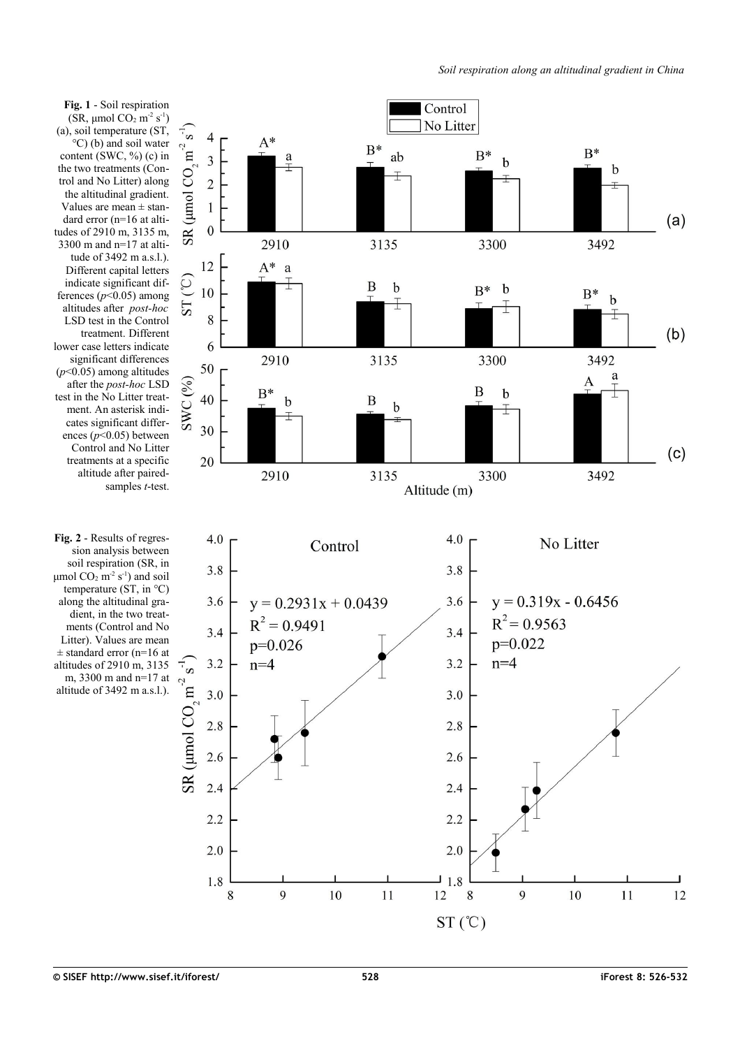**Fig. 1** - Soil respiration (SR, μmol $CO_2$ $m^{-2}$ $s^{-1}$) (a), soil temperature (ST, °C) (b) and soil water content (SWC, %) (c) in the two treatments (Control and No Litter) along the altitudinal gradient. Values are mean ± standard error (n=16 at altitudes of 2910 m, 3135 m, 3300 m and n=17 at altitude of 3492 m a.s.l.). Different capital letters indicate significant differences ($p$<0.05) among altitudes after *post-hoc* LSD test in the Control treatment. Different lower case letters indicate significant differences ($p$<0.05) among altitudes after the *post-hoc* LSD test in the No Litter treatment. An asterisk indicates significant differences ($p$<0.05) between Control and No Litter treatments at a specific altitude after paired-samples *t*-test.

**Fig. 2** - Results of regression analysis between soil respiration (SR, in μmol $CO_2$ $m^{-2}$ $s^{-1}$) and soil temperature (ST, in °C) along the altitudinal gradient, in the two treatments (Control and No Litter). Values are mean ± standard error (n=16 at altitudes of 2910 m, 3135 m, 3300 m and n=17 at altitude of 3492 m a.s.l.).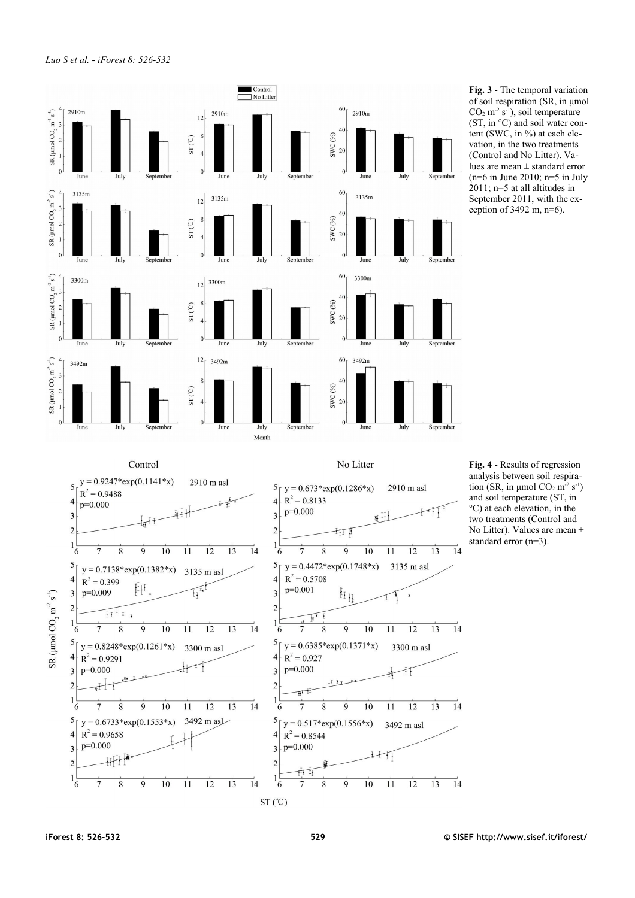**Fig. 3** - The temporal variation of soil respiration (SR, in μmol $CO_2$ $m^{-2}$ $s^{-1}$), soil temperature (ST, in °C) and soil water content (SWC, in %) at each elevation, in the two treatments (Control and No Litter). Values are mean ± standard error (n=6 in June 2010; n=5 in July 2011; n=5 at all altitudes in September 2011, with the exception of 3492 m, n=6).

**Fig. 4** - Results of regression analysis between soil respiration (SR, in μmol $CO_2$ $m^{-2}$ $s^{-1}$) and soil temperature (ST, in °C) at each elevation, in the two treatments (Control and No Litter). Values are mean ± standard error (n=3).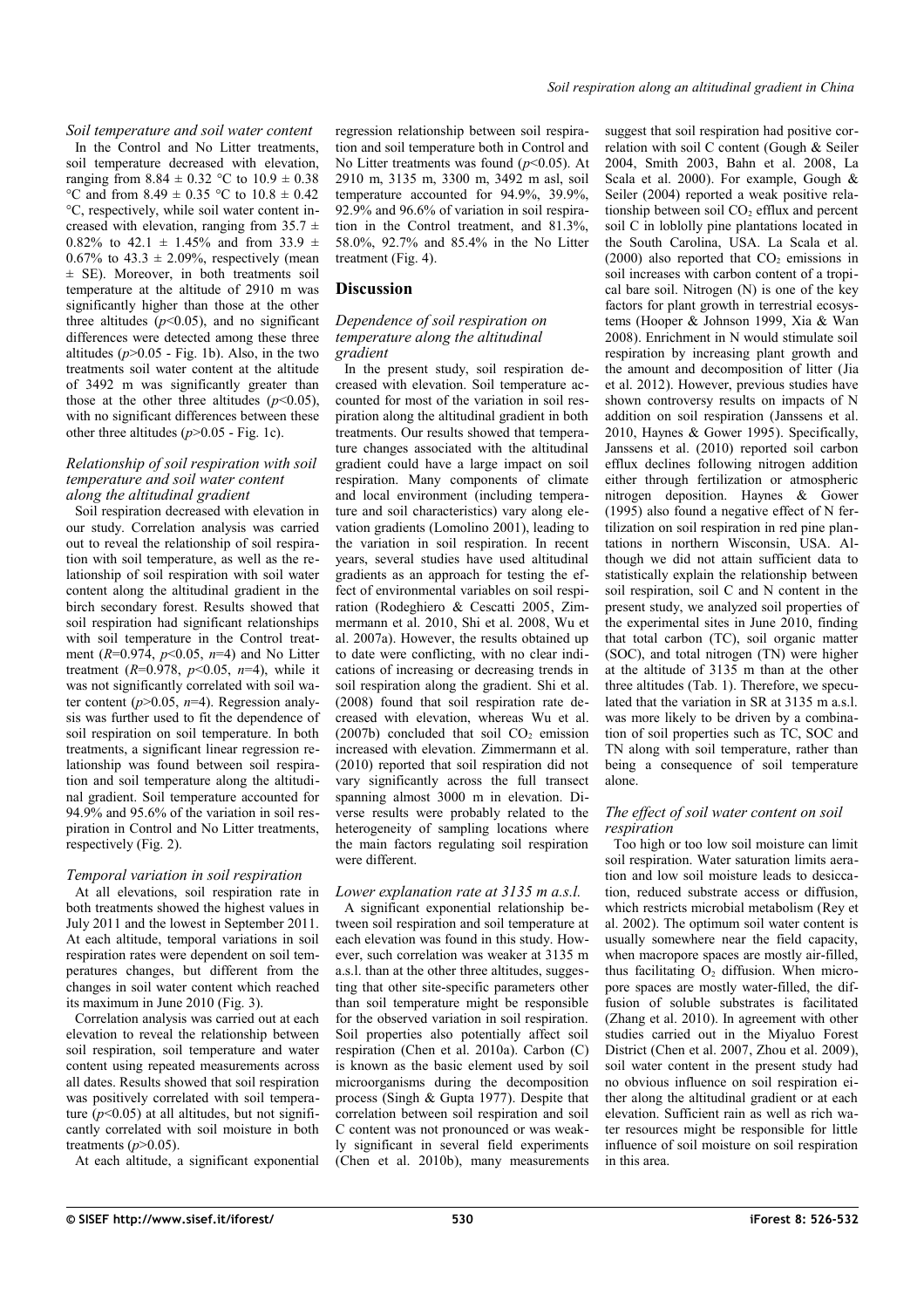### *Soil temperature and soil water content*

In the Control and No Litter treatments, soil temperature decreased with elevation, ranging from 8.84 ± 0.32 °C to 10.9 ± 0.38 °C and from 8.49 ± 0.35 °C to 10.8 ± 0.42 °C, respectively, while soil water content increased with elevation, ranging from 35.7 ± 0.82% to 42.1 ± 1.45% and from 33.9 ± 0.67% to 43.3 ± 2.09%, respectively (mean ± SE). Moreover, in both treatments soil temperature at the altitude of 2910 m was significantly higher than those at the other three altitudes ($p<0.05$), and no significant differences were detected among these three altitudes ($p>0.05$ - Fig. 1b). Also, in the two treatments soil water content at the altitude of 3492 m was significantly greater than those at the other three altitudes ($p<0.05$), with no significant differences between these other three altitudes ($p>0.05$ - Fig. 1c).

### *Relationship of soil respiration with soil temperature and soil water content along the altitudinal gradient*

Soil respiration decreased with elevation in our study. Correlation analysis was carried out to reveal the relationship of soil respiration with soil temperature, as well as the relationship of soil respiration with soil water content along the altitudinal gradient in the birch secondary forest. Results showed that soil respiration had significant relationships with soil temperature in the Control treatment ($R$=0.974, $p<0.05$, $n$=4) and No Litter treatment ($R$=0.978, $p<0.05$, $n$=4), while it was not significantly correlated with soil water content ($p>0.05$, $n$=4). Regression analysis was further used to fit the dependence of soil respiration on soil temperature. In both treatments, a significant linear regression relationship was found between soil respiration and soil temperature along the altitudinal gradient. Soil temperature accounted for 94.9% and 95.6% of the variation in soil respiration in Control and No Litter treatments, respectively (Fig. 2).

### *Temporal variation in soil respiration*

At all elevations, soil respiration rate in both treatments showed the highest values in July 2011 and the lowest in September 2011. At each altitude, temporal variations in soil respiration rates were dependent on soil temperatures changes, but different from the changes in soil water content which reached its maximum in June 2010 (Fig. 3).

Correlation analysis was carried out at each elevation to reveal the relationship between soil respiration, soil temperature and water content using repeated measurements across all dates. Results showed that soil respiration was positively correlated with soil temperature ($p<0.05$) at all altitudes, but not significantly correlated with soil moisture in both treatments ($p>0.05$).

At each altitude, a significant exponential regression relationship between soil respiration and soil temperature both in Control and No Litter treatments was found ($p<0.05$). At 2910 m, 3135 m, 3300 m, 3492 m asl, soil temperature accounted for 94.9%, 39.9%, 92.9% and 96.6% of variation in soil respiration in the Control treatment, and 81.3%, 58.0%, 92.7% and 85.4% in the No Litter treatment (Fig. 4).

## Discussion

### *Dependence of soil respiration on temperature along the altitudinal gradient*

In the present study, soil respiration decreased with elevation. Soil temperature accounted for most of the variation in soil respiration along the altitudinal gradient in both treatments. Our results showed that temperature changes associated with the altitudinal gradient could have a large impact on soil respiration. Many components of climate and local environment (including temperature and soil characteristics) vary along elevation gradients (Lomolino 2001), leading to the variation in soil respiration. In recent years, several studies have used altitudinal gradients as an approach for testing the effect of environmental variables on soil respiration (Rodeghiero & Cescatti 2005, Zimmermann et al. 2010, Shi et al. 2008, Wu et al. 2007a). However, the results obtained up to date were conflicting, with no clear indications of increasing or decreasing trends in soil respiration along the gradient. Shi et al. (2008) found that soil respiration rate decreased with elevation, whereas Wu et al. (2007b) concluded that soil $CO_2$ emission increased with elevation. Zimmermann et al. (2010) reported that soil respiration did not vary significantly across the full transect spanning almost 3000 m in elevation. Diverse results were probably related to the heterogeneity of sampling locations where the main factors regulating soil respiration were different.

### *Lower explanation rate at 3135 m a.s.l.*

A significant exponential relationship between soil respiration and soil temperature at each elevation was found in this study. However, such correlation was weaker at 3135 m a.s.l. than at the other three altitudes, suggesting that other site-specific parameters other than soil temperature might be responsible for the observed variation in soil respiration. Soil properties also potentially affect soil respiration (Chen et al. 2010a). Carbon (C) is known as the basic element used by soil microorganisms during the decomposition process (Singh & Gupta 1977). Despite that correlation between soil respiration and soil C content was not pronounced or was weakly significant in several field experiments (Chen et al. 2010b), many measurements suggest that soil respiration had positive correlation with soil C content (Gough & Seiler 2004, Smith 2003, Bahn et al. 2008, La Scala et al. 2000). For example, Gough & Seiler (2004) reported a weak positive relationship between soil $CO_2$ efflux and percent soil C in loblolly pine plantations located in the South Carolina, USA. La Scala et al. (2000) also reported that $CO_2$ emissions in soil increases with carbon content of a tropical bare soil. Nitrogen (N) is one of the key factors for plant growth in terrestrial ecosystems (Hooper & Johnson 1999, Xia & Wan 2008). Enrichment in N would stimulate soil respiration by increasing plant growth and the amount and decomposition of litter (Jia et al. 2012). However, previous studies have shown controversy results on impacts of N addition on soil respiration (Janssens et al. 2010, Haynes & Gower 1995). Specifically, Janssens et al. (2010) reported soil carbon efflux declines following nitrogen addition either through fertilization or atmospheric nitrogen deposition. Haynes & Gower (1995) also found a negative effect of N fertilization on soil respiration in red pine plantations in northern Wisconsin, USA. Although we did not attain sufficient data to statistically explain the relationship between soil respiration, soil C and N content in the present study, we analyzed soil properties of the experimental sites in June 2010, finding that total carbon (TC), soil organic matter (SOC), and total nitrogen (TN) were higher at the altitude of 3135 m than at the other three altitudes (Tab. 1). Therefore, we speculated that the variation in SR at 3135 m a.s.l. was more likely to be driven by a combination of soil properties such as TC, SOC and TN along with soil temperature, rather than being a consequence of soil temperature alone.

### *The effect of soil water content on soil respiration*

Too high or too low soil moisture can limit soil respiration. Water saturation limits aeration and low soil moisture leads to desiccation, reduced substrate access or diffusion, which restricts microbial metabolism (Rey et al. 2002). The optimum soil water content is usually somewhere near the field capacity, when macropore spaces are mostly air-filled, thus facilitating $O_2$ diffusion. When micropore spaces are mostly water-filled, the diffusion of soluble substrates is facilitated (Zhang et al. 2010). In agreement with other studies carried out in the Miyaluo Forest District (Chen et al. 2007, Zhou et al. 2009), soil water content in the present study had no obvious influence on soil respiration either along the altitudinal gradient or at each elevation. Sufficient rain as well as rich water resources might be responsible for little influence of soil moisture on soil respiration in this area.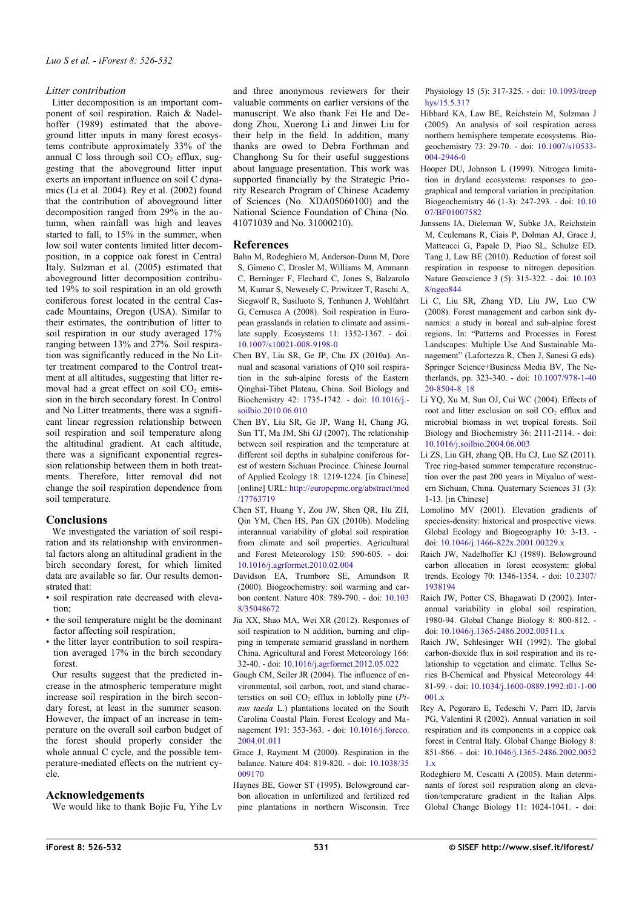### Litter contribution

Litter decomposition is an important component of soil respiration. Raich & Nadelhoffer (1989) estimated that the aboveground litter inputs in many forest ecosystems contribute approximately 33% of the annual C loss through soil $CO_2$ efflux, suggesting that the aboveground litter input exerts an important influence on soil C dynamics (Li et al. 2004). Rey et al. (2002) found that the contribution of aboveground litter decomposition ranged from 29% in the autumn, when rainfall was high and leaves started to fall, to 15% in the summer, when low soil water contents limited litter decomposition, in a coppice oak forest in Central Italy. Sulzman et al. (2005) estimated that aboveground litter decomposition contributed 19% to soil respiration in an old growth coniferous forest located in the central Cascade Mountains, Oregon (USA). Similar to their estimates, the contribution of litter to soil respiration in our study averaged 17% ranging between 13% and 27%. Soil respiration was significantly reduced in the No Litter treatment compared to the Control treatment at all altitudes, suggesting that litter removal had a great effect on soil $CO_2$ emission in the birch secondary forest. In Control and No Litter treatments, there was a significant linear regression relationship between soil respiration and soil temperature along the altitudinal gradient. At each altitude, there was a significant exponential regression relationship between them in both treatments. Therefore, litter removal did not change the soil respiration dependence from soil temperature.

## Conclusions

We investigated the variation of soil respiration and its relationship with environmental factors along an altitudinal gradient in the birch secondary forest, for which limited data are available so far. Our results demonstrated that:

- soil respiration rate decreased with elevation;
- the soil temperature might be the dominant factor affecting soil respiration;
- the litter layer contribution to soil respiration averaged 17% in the birch secondary forest.

Our results suggest that the predicted increase in the atmospheric temperature might increase soil respiration in the birch secondary forest, at least in the summer season. However, the impact of an increase in temperature on the overall soil carbon budget of the forest should properly consider the whole annual C cycle, and the possible temperature-mediated effects on the nutrient cycle.

## Acknowledgements

We would like to thank Bojie Fu, Yihe Lv and three anonymous reviewers for their valuable comments on earlier versions of the manuscript. We also thank Fei He and Dedong Zhou, Xuerong Li and Jinwei Liu for their help in the field. In addition, many thanks are owed to Debra Forthman and Changhong Su for their useful suggestions about language presentation. This work was supported financially by the Strategic Priority Research Program of Chinese Academy of Sciences (No. XDA05060100) and the National Science Foundation of China (No. 41071039 and No. 31000210).

## References

Bahn M, Rodeghiero M, Anderson-Dunn M, Dore S, Gimeno C, Drosler M, Williams M, Ammann C, Berninger F, Flechard C, Jones S, Balzarolo M, Kumar S, Newesely C, Priwitzer T, Raschi A, Siegwolf R, Susiluoto S, Tenhunen J, Wohlfahrt G, Cernusca A (2008). Soil respiration in European grasslands in relation to climate and assimilate supply. Ecosystems 11: 1352-1367. - doi: 10.1007/s10021-008-9198-0

Chen BY, Liu SR, Ge JP, Chu JX (2010a). Annual and seasonal variations of Q10 soil respiration in the sub-alpine forests of the Eastern Qinghai-Tibet Plateau, China. Soil Biology and Biochemistry 42: 1735-1742. - doi: 10.1016/j.soilbio.2010.06.010

Chen BY, Liu SR, Ge JP, Wang H, Chang JG, Sun TT, Ma JM, Shi GJ (2007). The relationship between soil respiration and the temperature at different soil depths in subalpine coniferous forest of western Sichuan Procince. Chinese Journal of Applied Ecology 18: 1219-1224. [in Chinese] [online] URL: http://europepmc.org/abstract/med/17763719

Chen ST, Huang Y, Zou JW, Shen QR, Hu ZH, Qin YM, Chen HS, Pan GX (2010b). Modeling interannual variability of global soil respiration from climate and soil properties. Agricultural and Forest Meteorology 150: 590-605. - doi: 10.1016/j.agrformet.2010.02.004

Davidson EA, Trumbore SE, Amundson R (2000). Biogeochemistry: soil warming and carbon content. Nature 408: 789-790. - doi: 10.1038/35048672

Jia XX, Shao MA, Wei XR (2012). Responses of soil respiration to N addition, burning and clipping in temperate semiarid grassland in northern China. Agricultural and Forest Meteorology 166: 32-40. - doi: 10.1016/j.agrformet.2012.05.022

Gough CM, Seiler JR (2004). The influence of environmental, soil carbon, root, and stand characteristics on soil $CO_2$ efflux in loblolly pine (*Pinus taeda* L.) plantations located on the South Carolina Coastal Plain. Forest Ecology and Management 191: 353-363. - doi: 10.1016/j.foreco.2004.01.011

Grace J, Rayment M (2000). Respiration in the balance. Nature 404: 819-820. - doi: 10.1038/35009170

Haynes BE, Gower ST (1995). Belowground carbon allocation in unfertilized and fertilized red pine plantations in northern Wisconsin. Tree Physiology 15 (5): 317-325. - doi: 10.1093/treephys/15.5.317

Hibbard KA, Law BE, Reichstein M, Sulzman J (2005). An analysis of soil respiration across northern hemisphere temperate ecosystems. Biogeochemistry 73: 29-70. - doi: 10.1007/s10533-004-2946-0

Hooper DU, Johnson L (1999). Nitrogen limitation in dryland ecosystems: responses to geographical and temporal variation in precipitation. Biogeochemistry 46 (1-3): 247-293. - doi: 10.1007/BF01007582

Janssens IA, Dieleman W, Subke JA, Reichstein M, Ceulemans R, Ciais P, Dolman AJ, Grace J, Matteucci G, Papale D, Piao SL, Schulze ED, Tang J, Law BE (2010). Reduction of forest soil respiration in response to nitrogen deposition. Nature Geoscience 3 (5): 315-322. - doi: 10.1038/ngeo844

Li C, Liu SR, Zhang YD, Liu JW, Luo CW (2008). Forest management and carbon sink dynamics: a study in boreal and sub-alpine forest regions. In: "Patterns and Processes in Forest Landscapes: Multiple Use And Sustainable Management" (Lafortezza R, Chen J, Sanesi G eds). Springer Science+Business Media BV, The Netherlands, pp. 323-340. - doi: 10.1007/978-1-4020-8504-8_18

Li YQ, Xu M, Sun OJ, Cui WC (2004). Effects of root and litter exclusion on soil $CO_2$ efflux and microbial biomass in wet tropical forests. Soil Biology and Biochemistry 36: 2111-2114. - doi: 10.1016/j.soilbio.2004.06.003

Li ZS, Liu GH, zhang QB, Hu CJ, Luo SZ (2011). Tree ring-based summer temperature reconstruction over the past 200 years in Miyaluo of western Sichuan, China. Quaternary Sciences 31 (3): 1-13. [in Chinese]

Lomolino MV (2001). Elevation gradients of species-density: historical and prospective views. Global Ecology and Biogeography 10: 3-13. - doi: 10.1046/j.1466-822x.2001.00229.x

Raich JW, Nadelhoffer KJ (1989). Belowground carbon allocation in forest ecosystem: global trends. Ecology 70: 1346-1354. - doi: 10.2307/1938194

Raich JW, Potter CS, Bhagawati D (2002). Interannual variability in global soil respiration, 1980-94. Global Change Biology 8: 800-812. - doi: 10.1046/j.1365-2486.2002.00511.x

Raich JW, Schlesinger WH (1992). The global carbon-dioxide flux in soil respiration and its relationship to vegetation and climate. Tellus Series B-Chemical and Physical Meteorology 44: 81-99. - doi: 10.1034/j.1600-0889.1992.t01-1-00001.x

Rey A, Pegoraro E, Tedeschi V, Parri ID, Jarvis PG, Valentini R (2002). Annual variation in soil respiration and its components in a coppice oak forest in Central Italy. Global Change Biology 8: 851-866. - doi: 10.1046/j.1365-2486.2002.00521.x

Rodeghiero M, Cescatti A (2005). Main determinants of forest soil respiration along an elevation/temperature gradient in the Italian Alps. Global Change Biology 11: 1024-1041. - doi: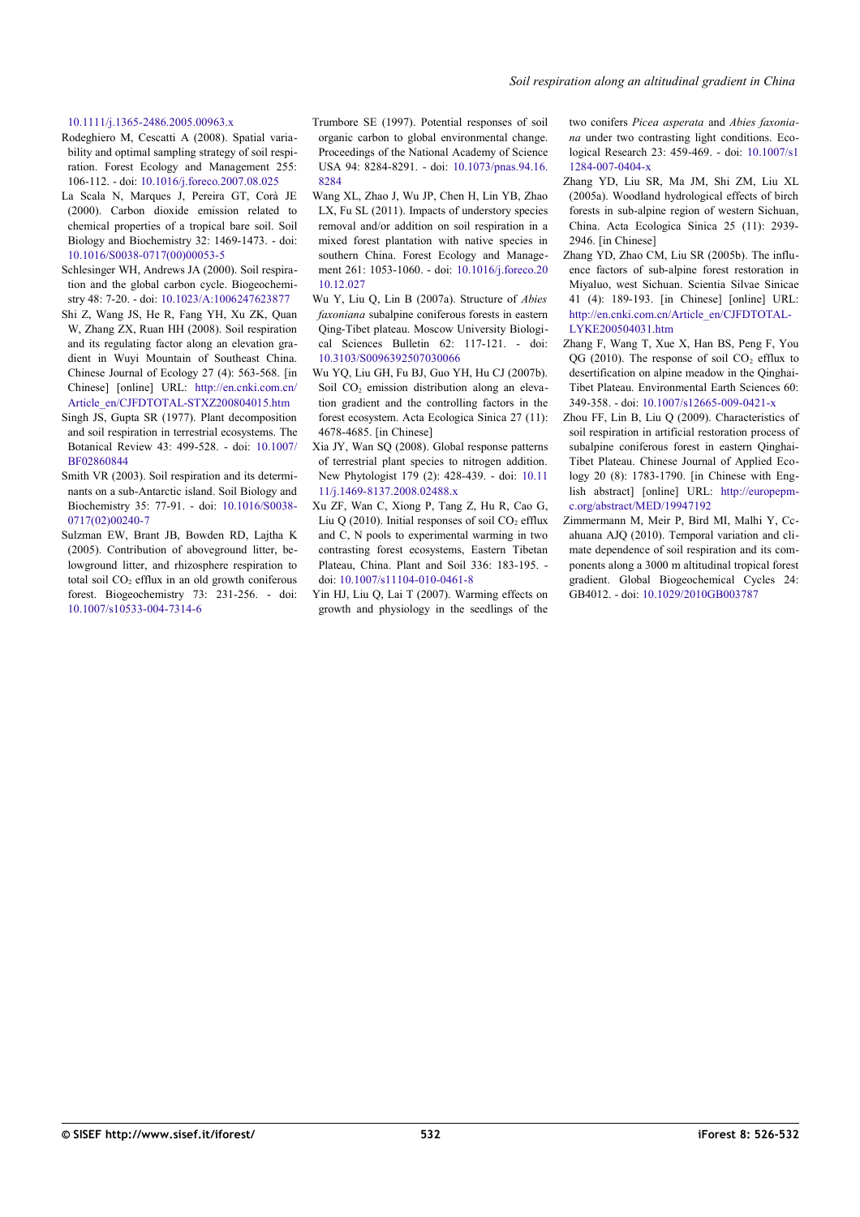10.1111/j.1365-2486.2005.00963.x

Rodeghiero M, Cescatti A (2008). Spatial variability and optimal sampling strategy of soil respiration. Forest Ecology and Management 255: 106-112. - doi: 10.1016/j.foreco.2007.08.025

La Scala N, Marques J, Pereira GT, Corà JE (2000). Carbon dioxide emission related to chemical properties of a tropical bare soil. Soil Biology and Biochemistry 32: 1469-1473. - doi: 10.1016/S0038-0717(00)00053-5

Schlesinger WH, Andrews JA (2000). Soil respiration and the global carbon cycle. Biogeochemistry 48: 7-20. - doi: 10.1023/A:1006247623877

Shi Z, Wang JS, He R, Fang YH, Xu ZK, Quan W, Zhang ZX, Ruan HH (2008). Soil respiration and its regulating factor along an elevation gradient in Wuyi Mountain of Southeast China. Chinese Journal of Ecology 27 (4): 563-568. [in Chinese] [online] URL: http://en.cnki.com.cn/Article_en/CJFDTOTAL-STXZ200804015.htm

Singh JS, Gupta SR (1977). Plant decomposition and soil respiration in terrestrial ecosystems. The Botanical Review 43: 499-528. - doi: 10.1007/BF02860844

Smith VR (2003). Soil respiration and its determinants on a sub-Antarctic island. Soil Biology and Biochemistry 35: 77-91. - doi: 10.1016/S0038-0717(02)00240-7

Sulzman EW, Brant JB, Bowden RD, Lajtha K (2005). Contribution of aboveground litter, belowground litter, and rhizosphere respiration to total soil $CO_2$ efflux in an old growth coniferous forest. Biogeochemistry 73: 231-256. - doi: 10.1007/s10533-004-7314-6

Trumbore SE (1997). Potential responses of soil organic carbon to global environmental change. Proceedings of the National Academy of Science USA 94: 8284-8291. - doi: 10.1073/pnas.94.16.8284

Wang XL, Zhao J, Wu JP, Chen H, Lin YB, Zhao LX, Fu SL (2011). Impacts of understory species removal and/or addition on soil respiration in a mixed forest plantation with native species in southern China. Forest Ecology and Management 261: 1053-1060. - doi: 10.1016/j.foreco.2010.12.027

Wu Y, Liu Q, Lin B (2007a). Structure of *Abies faxoniana* subalpine coniferous forests in eastern Qing-Tibet plateau. Moscow University Biological Sciences Bulletin 62: 117-121. - doi: 10.3103/S0096392507030066

Wu YQ, Liu GH, Fu BJ, Guo YH, Hu CJ (2007b). Soil $CO_2$ emission distribution along an elevation gradient and the controlling factors in the forest ecosystem. Acta Ecologica Sinica 27 (11): 4678-4685. [in Chinese]

Xia JY, Wan SQ (2008). Global response patterns of terrestrial plant species to nitrogen addition. New Phytologist 179 (2): 428-439. - doi: 10.1111/j.1469-8137.2008.02488.x

Xu ZF, Wan C, Xiong P, Tang Z, Hu R, Cao G, Liu Q (2010). Initial responses of soil $CO_2$ efflux and C, N pools to experimental warming in two contrasting forest ecosystems, Eastern Tibetan Plateau, China. Plant and Soil 336: 183-195. - doi: 10.1007/s11104-010-0461-8

Yin HJ, Liu Q, Lai T (2007). Warming effects on growth and physiology in the seedlings of the two conifers *Picea asperata* and *Abies faxoniana* under two contrasting light conditions. Ecological Research 23: 459-469. - doi: 10.1007/s11284-007-0404-x

Zhang YD, Liu SR, Ma JM, Shi ZM, Liu XL (2005a). Woodland hydrological effects of birch forests in sub-alpine region of western Sichuan, China. Acta Ecologica Sinica 25 (11): 2939-2946. [in Chinese]

Zhang YD, Zhao CM, Liu SR (2005b). The influence factors of sub-alpine forest restoration in Miyaluo, west Sichuan. Scientia Silvae Sinicae 41 (4): 189-193. [in Chinese] [online] URL: http://en.cnki.com.cn/Article_en/CJFDTOTAL-LYKE200504031.htm

Zhang F, Wang T, Xue X, Han BS, Peng F, You QG (2010). The response of soil $CO_2$ efflux to desertification on alpine meadow in the Qinghai-Tibet Plateau. Environmental Earth Sciences 60: 349-358. - doi: 10.1007/s12665-009-0421-x

Zhou FF, Lin B, Liu Q (2009). Characteristics of soil respiration in artificial restoration process of subalpine coniferous forest in eastern Qinghai-Tibet Plateau. Chinese Journal of Applied Ecology 20 (8): 1783-1790. [in Chinese with English abstract] [online] URL: http://europepmc.org/abstract/MED/19947192

Zimmermann M, Meir P, Bird MI, Malhi Y, Ccahuana AJQ (2010). Temporal variation and climate dependence of soil respiration and its components along a 3000 m altitudinal tropical forest gradient. Global Biogeochemical Cycles 24: GB4012. - doi: 10.1029/2010GB003787